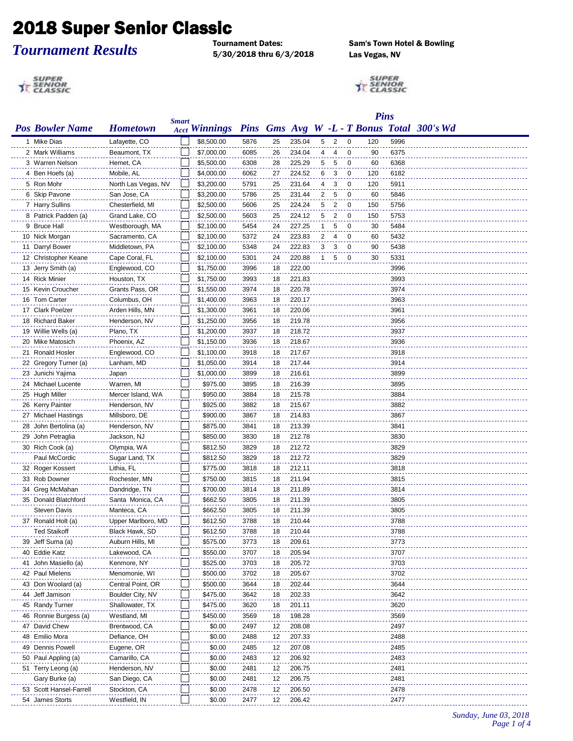# 2018 Super Senior Classic

## *Tournament Results*

**Tournament Dates:**
**5/30/2018 thru 6/3/2018**

**Sam's Town Hotel & Bowling**
**Las Vegas, NV**

| Pos | Bowler Name | Hometown | Smart Acct | Winnings | Pins | Gms | Avg | W | L | T | Bonus | Pins Total | 300's | Wd |
|---|---|---|---|---|---|---|---|---|---|---|---|---|---|---|
| 1 | Mike Dias | Lafayette, CO | | $8,500.00 | 5876 | 25 | 235.04 | 5 | 2 | 0 | 120 | 5996 | | |
| 2 | Mark Williams | Beaumont, TX | | $7,000.00 | 6085 | 26 | 234.04 | 4 | 4 | 0 | 90 | 6375 | | |
| 3 | Warren Nelson | Hemet, CA | | $5,500.00 | 6308 | 28 | 225.29 | 5 | 5 | 0 | 60 | 6368 | | |
| 4 | Ben Hoefs (a) | Mobile, AL | | $4,000.00 | 6062 | 27 | 224.52 | 6 | 3 | 0 | 120 | 6182 | | |
| 5 | Ron Mohr | North Las Vegas, NV | | $3,200.00 | 5791 | 25 | 231.64 | 4 | 3 | 0 | 120 | 5911 | | |
| 6 | Skip Pavone | San Jose, CA | | $3,200.00 | 5786 | 25 | 231.44 | 2 | 5 | 0 | 60 | 5846 | | |
| 7 | Harry Sullins | Chesterfield, MI | | $2,500.00 | 5606 | 25 | 224.24 | 5 | 2 | 0 | 150 | 5756 | | |
| 8 | Patrick Padden (a) | Grand Lake, CO | | $2,500.00 | 5603 | 25 | 224.12 | 5 | 2 | 0 | 150 | 5753 | | |
| 9 | Bruce Hall | Westborough, MA | | $2,100.00 | 5454 | 24 | 227.25 | 1 | 5 | 0 | 30 | 5484 | | |
| 10 | Nick Morgan | Sacramento, CA | | $2,100.00 | 5372 | 24 | 223.83 | 2 | 4 | 0 | 60 | 5432 | | |
| 11 | Darryl Bower | Middletown, PA | | $2,100.00 | 5348 | 24 | 222.83 | 3 | 3 | 0 | 90 | 5438 | | |
| 12 | Christopher Keane | Cape Coral, FL | | $2,100.00 | 5301 | 24 | 220.88 | 1 | 5 | 0 | 30 | 5331 | | |
| 13 | Jerry Smith (a) | Englewood, CO | | $1,750.00 | 3996 | 18 | 222.00 | | | | | 3996 | | |
| 14 | Rick Minier | Houston, TX | | $1,750.00 | 3993 | 18 | 221.83 | | | | | 3993 | | |
| 15 | Kevin Croucher | Grants Pass, OR | | $1,550.00 | 3974 | 18 | 220.78 | | | | | 3974 | | |
| 16 | Tom Carter | Columbus, OH | | $1,400.00 | 3963 | 18 | 220.17 | | | | | 3963 | | |
| 17 | Clark Poelzer | Arden Hills, MN | | $1,300.00 | 3961 | 18 | 220.06 | | | | | 3961 | | |
| 18 | Richard Baker | Henderson, NV | | $1,250.00 | 3956 | 18 | 219.78 | | | | | 3956 | | |
| 19 | Willie Wells (a) | Plano, TX | | $1,200.00 | 3937 | 18 | 218.72 | | | | | 3937 | | |
| 20 | Mike Matosich | Phoenix, AZ | | $1,150.00 | 3936 | 18 | 218.67 | | | | | 3936 | | |
| 21 | Ronald Hosler | Englewood, CO | | $1,100.00 | 3918 | 18 | 217.67 | | | | | 3918 | | |
| 22 | Gregory Turner (a) | Lanham, MD | | $1,050.00 | 3914 | 18 | 217.44 | | | | | 3914 | | |
| 23 | Junichi Yajima | Japan | | $1,000.00 | 3899 | 18 | 216.61 | | | | | 3899 | | |
| 24 | Michael Lucente | Warren, MI | | $975.00 | 3895 | 18 | 216.39 | | | | | 3895 | | |
| 25 | Hugh Miller | Mercer Island, WA | | $950.00 | 3884 | 18 | 215.78 | | | | | 3884 | | |
| 26 | Kerry Painter | Henderson, NV | | $925.00 | 3882 | 18 | 215.67 | | | | | 3882 | | |
| 27 | Michael Hastings | Millsboro, DE | | $900.00 | 3867 | 18 | 214.83 | | | | | 3867 | | |
| 28 | John Bertolina (a) | Henderson, NV | | $875.00 | 3841 | 18 | 213.39 | | | | | 3841 | | |
| 29 | John Petraglia | Jackson, NJ | | $850.00 | 3830 | 18 | 212.78 | | | | | 3830 | | |
| 30 | Rich Cook (a) | Olympia, WA | | $812.50 | 3829 | 18 | 212.72 | | | | | 3829 | | |
| | Paul McCordic | Sugar Land, TX | | $812.50 | 3829 | 18 | 212.72 | | | | | 3829 | | |
| 32 | Roger Kossert | Lithia, FL | | $775.00 | 3818 | 18 | 212.11 | | | | | 3818 | | |
| 33 | Rob Downer | Rochester, MN | | $750.00 | 3815 | 18 | 211.94 | | | | | 3815 | | |
| 34 | Greg McMahan | Dandridge, TN | | $700.00 | 3814 | 18 | 211.89 | | | | | 3814 | | |
| 35 | Donald Blatchford | Santa Monica, CA | | $662.50 | 3805 | 18 | 211.39 | | | | | 3805 | | |
| | Steven Davis | Manteca, CA | | $662.50 | 3805 | 18 | 211.39 | | | | | 3805 | | |
| 37 | Ronald Holt (a) | Upper Marlboro, MD | | $612.50 | 3788 | 18 | 210.44 | | | | | 3788 | | |
| | Ted Staikoff | Black Hawk, SD | | $612.50 | 3788 | 18 | 210.44 | | | | | 3788 | | |
| 39 | Jeff Suma (a) | Auburn Hills, MI | | $575.00 | 3773 | 18 | 209.61 | | | | | 3773 | | |
| 40 | Eddie Katz | Lakewood, CA | | $550.00 | 3707 | 18 | 205.94 | | | | | 3707 | | |
| 41 | John Masiello (a) | Kenmore, NY | | $525.00 | 3703 | 18 | 205.72 | | | | | 3703 | | |
| 42 | Paul Mielens | Menomonie, WI | | $500.00 | 3702 | 18 | 205.67 | | | | | 3702 | | |
| 43 | Don Woolard (a) | Central Point, OR | | $500.00 | 3644 | 18 | 202.44 | | | | | 3644 | | |
| 44 | Jeff Jamison | Boulder City, NV | | $475.00 | 3642 | 18 | 202.33 | | | | | 3642 | | |
| 45 | Randy Turner | Shallowater, TX | | $475.00 | 3620 | 18 | 201.11 | | | | | 3620 | | |
| 46 | Ronnie Burgess (a) | Westland, MI | | $450.00 | 3569 | 18 | 198.28 | | | | | 3569 | | |
| 47 | David Chew | Brentwood, CA | | $0.00 | 2497 | 12 | 208.08 | | | | | 2497 | | |
| 48 | Emilio Mora | Defiance, OH | | $0.00 | 2488 | 12 | 207.33 | | | | | 2488 | | |
| 49 | Dennis Powell | Eugene, OR | | $0.00 | 2485 | 12 | 207.08 | | | | | 2485 | | |
| 50 | Paul Appling (a) | Camarillo, CA | | $0.00 | 2483 | 12 | 206.92 | | | | | 2483 | | |
| 51 | Terry Leong (a) | Henderson, NV | | $0.00 | 2481 | 12 | 206.75 | | | | | 2481 | | |
| | Gary Burke (a) | San Diego, CA | | $0.00 | 2481 | 12 | 206.75 | | | | | 2481 | | |
| 53 | Scott Hansel-Farrell | Stockton, CA | | $0.00 | 2478 | 12 | 206.50 | | | | | 2478 | | |
| 54 | James Storts | Westfield, IN | | $0.00 | 2477 | 12 | 206.42 | | | | | 2477 | | |

*Sunday, June 03, 2018*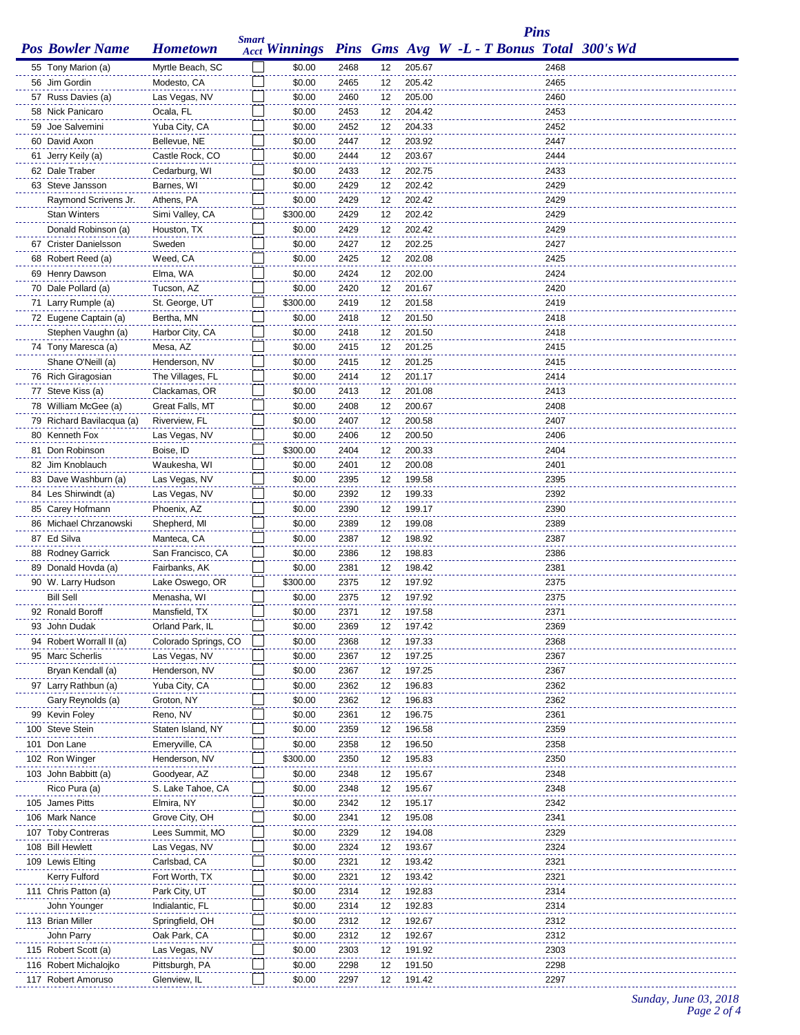| Pos | Bowler Name | Hometown | Smart Acct | Winnings | Pins | Gms | Avg | W | -L | - T | Bonus | Pins Total | 300's | Wd |
|---|---|---|---|---|---|---|---|---|---|---|---|---|---|---|
| 55 | Tony Marion (a) | Myrtle Beach, SC | | $0.00 | 2468 | 12 | 205.67 | | | | | 2468 | | |
| 56 | Jim Gordin | Modesto, CA | | $0.00 | 2465 | 12 | 205.42 | | | | | 2465 | | |
| 57 | Russ Davies (a) | Las Vegas, NV | | $0.00 | 2460 | 12 | 205.00 | | | | | 2460 | | |
| 58 | Nick Panicaro | Ocala, FL | | $0.00 | 2453 | 12 | 204.42 | | | | | 2453 | | |
| 59 | Joe Salvemini | Yuba City, CA | | $0.00 | 2452 | 12 | 204.33 | | | | | 2452 | | |
| 60 | David Axon | Bellevue, NE | | $0.00 | 2447 | 12 | 203.92 | | | | | 2447 | | |
| 61 | Jerry Keily (a) | Castle Rock, CO | | $0.00 | 2444 | 12 | 203.67 | | | | | 2444 | | |
| 62 | Dale Traber | Cedarburg, WI | | $0.00 | 2433 | 12 | 202.75 | | | | | 2433 | | |
| 63 | Steve Jansson | Barnes, WI | | $0.00 | 2429 | 12 | 202.42 | | | | | 2429 | | |
| | Raymond Scrivens Jr. | Athens, PA | | $0.00 | 2429 | 12 | 202.42 | | | | | 2429 | | |
| | Stan Winters | Simi Valley, CA | | $300.00 | 2429 | 12 | 202.42 | | | | | 2429 | | |
| | Donald Robinson (a) | Houston, TX | | $0.00 | 2429 | 12 | 202.42 | | | | | 2429 | | |
| 67 | Crister Danielsson | Sweden | | $0.00 | 2427 | 12 | 202.25 | | | | | 2427 | | |
| 68 | Robert Reed (a) | Weed, CA | | $0.00 | 2425 | 12 | 202.08 | | | | | 2425 | | |
| 69 | Henry Dawson | Elma, WA | | $0.00 | 2424 | 12 | 202.00 | | | | | 2424 | | |
| 70 | Dale Pollard (a) | Tucson, AZ | | $0.00 | 2420 | 12 | 201.67 | | | | | 2420 | | |
| 71 | Larry Rumple (a) | St. George, UT | | $300.00 | 2419 | 12 | 201.58 | | | | | 2419 | | |
| 72 | Eugene Captain (a) | Bertha, MN | | $0.00 | 2418 | 12 | 201.50 | | | | | 2418 | | |
| | Stephen Vaughn (a) | Harbor City, CA | | $0.00 | 2418 | 12 | 201.50 | | | | | 2418 | | |
| 74 | Tony Maresca (a) | Mesa, AZ | | $0.00 | 2415 | 12 | 201.25 | | | | | 2415 | | |
| | Shane O'Neill (a) | Henderson, NV | | $0.00 | 2415 | 12 | 201.25 | | | | | 2415 | | |
| 76 | Rich Giragosian | The Villages, FL | | $0.00 | 2414 | 12 | 201.17 | | | | | 2414 | | |
| 77 | Steve Kiss (a) | Clackamas, OR | | $0.00 | 2413 | 12 | 201.08 | | | | | 2413 | | |
| 78 | William McGee (a) | Great Falls, MT | | $0.00 | 2408 | 12 | 200.67 | | | | | 2408 | | |
| 79 | Richard Bavilacqua (a) | Riverview, FL | | $0.00 | 2407 | 12 | 200.58 | | | | | 2407 | | |
| 80 | Kenneth Fox | Las Vegas, NV | | $0.00 | 2406 | 12 | 200.50 | | | | | 2406 | | |
| 81 | Don Robinson | Boise, ID | | $300.00 | 2404 | 12 | 200.33 | | | | | 2404 | | |
| 82 | Jim Knoblauch | Waukesha, WI | | $0.00 | 2401 | 12 | 200.08 | | | | | 2401 | | |
| 83 | Dave Washburn (a) | Las Vegas, NV | | $0.00 | 2395 | 12 | 199.58 | | | | | 2395 | | |
| 84 | Les Shirwindt (a) | Las Vegas, NV | | $0.00 | 2392 | 12 | 199.33 | | | | | 2392 | | |
| 85 | Carey Hofmann | Phoenix, AZ | | $0.00 | 2390 | 12 | 199.17 | | | | | 2390 | | |
| 86 | Michael Chrzanowski | Shepherd, MI | | $0.00 | 2389 | 12 | 199.08 | | | | | 2389 | | |
| 87 | Ed Silva | Manteca, CA | | $0.00 | 2387 | 12 | 198.92 | | | | | 2387 | | |
| 88 | Rodney Garrick | San Francisco, CA | | $0.00 | 2386 | 12 | 198.83 | | | | | 2386 | | |
| 89 | Donald Hovda (a) | Fairbanks, AK | | $0.00 | 2381 | 12 | 198.42 | | | | | 2381 | | |
| 90 | W. Larry Hudson | Lake Oswego, OR | | $300.00 | 2375 | 12 | 197.92 | | | | | 2375 | | |
| | Bill Sell | Menasha, WI | | $0.00 | 2375 | 12 | 197.92 | | | | | 2375 | | |
| 92 | Ronald Boroff | Mansfield, TX | | $0.00 | 2371 | 12 | 197.58 | | | | | 2371 | | |
| 93 | John Dudak | Orland Park, IL | | $0.00 | 2369 | 12 | 197.42 | | | | | 2369 | | |
| 94 | Robert Worrall II (a) | Colorado Springs, CO | | $0.00 | 2368 | 12 | 197.33 | | | | | 2368 | | |
| 95 | Marc Scherlis | Las Vegas, NV | | $0.00 | 2367 | 12 | 197.25 | | | | | 2367 | | |
| | Bryan Kendall (a) | Henderson, NV | | $0.00 | 2367 | 12 | 197.25 | | | | | 2367 | | |
| 97 | Larry Rathbun (a) | Yuba City, CA | | $0.00 | 2362 | 12 | 196.83 | | | | | 2362 | | |
| | Gary Reynolds (a) | Groton, NY | | $0.00 | 2362 | 12 | 196.83 | | | | | 2362 | | |
| 99 | Kevin Foley | Reno, NV | | $0.00 | 2361 | 12 | 196.75 | | | | | 2361 | | |
| 100 | Steve Stein | Staten Island, NY | | $0.00 | 2359 | 12 | 196.58 | | | | | 2359 | | |
| 101 | Don Lane | Emeryville, CA | | $0.00 | 2358 | 12 | 196.50 | | | | | 2358 | | |
| 102 | Ron Winger | Henderson, NV | | $300.00 | 2350 | 12 | 195.83 | | | | | 2350 | | |
| 103 | John Babbitt (a) | Goodyear, AZ | | $0.00 | 2348 | 12 | 195.67 | | | | | 2348 | | |
| | Rico Pura (a) | S. Lake Tahoe, CA | | $0.00 | 2348 | 12 | 195.67 | | | | | 2348 | | |
| 105 | James Pitts | Elmira, NY | | $0.00 | 2342 | 12 | 195.17 | | | | | 2342 | | |
| 106 | Mark Nance | Grove City, OH | | $0.00 | 2341 | 12 | 195.08 | | | | | 2341 | | |
| 107 | Toby Contreras | Lees Summit, MO | | $0.00 | 2329 | 12 | 194.08 | | | | | 2329 | | |
| 108 | Bill Hewlett | Las Vegas, NV | | $0.00 | 2324 | 12 | 193.67 | | | | | 2324 | | |
| 109 | Lewis Elting | Carlsbad, CA | | $0.00 | 2321 | 12 | 193.42 | | | | | 2321 | | |
| | Kerry Fulford | Fort Worth, TX | | $0.00 | 2321 | 12 | 193.42 | | | | | 2321 | | |
| 111 | Chris Patton (a) | Park City, UT | | $0.00 | 2314 | 12 | 192.83 | | | | | 2314 | | |
| | John Younger | Indialantic, FL | | $0.00 | 2314 | 12 | 192.83 | | | | | 2314 | | |
| 113 | Brian Miller | Springfield, OH | | $0.00 | 2312 | 12 | 192.67 | | | | | 2312 | | |
| | John Parry | Oak Park, CA | | $0.00 | 2312 | 12 | 192.67 | | | | | 2312 | | |
| 115 | Robert Scott (a) | Las Vegas, NV | | $0.00 | 2303 | 12 | 191.92 | | | | | 2303 | | |
| 116 | Robert Michalojko | Pittsburgh, PA | | $0.00 | 2298 | 12 | 191.50 | | | | | 2298 | | |
| 117 | Robert Amoruso | Glenview, IL | | $0.00 | 2297 | 12 | 191.42 | | | | | 2297 | | |

*Sunday, June 03, 2018*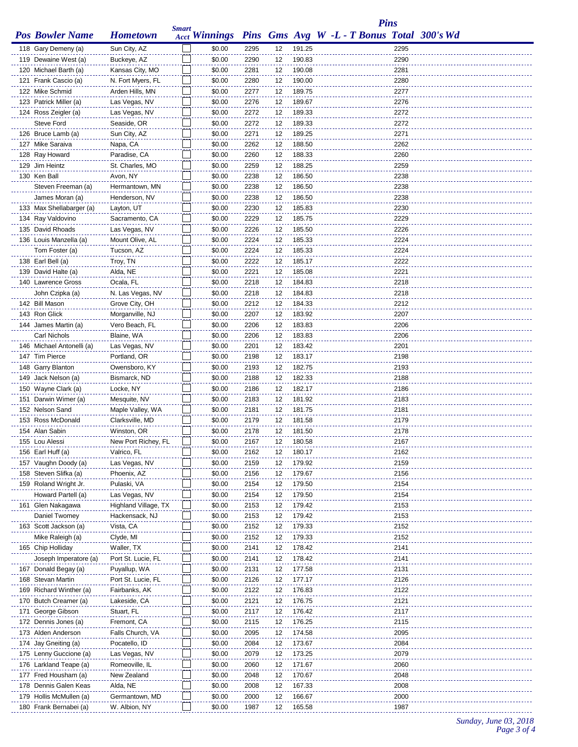| Pos | Bowler Name | Hometown | Smart Acct | Winnings | Pins | Gms | Avg | W | -L | -T | Pins Bonus | Total | 300's | Wd |
|---|---|---|---|---|---|---|---|---|---|---|---|---|---|---|
| 118 | Gary Demeny (a) | Sun City, AZ | | $0.00 | 2295 | 12 | 191.25 | | | | | 2295 | | |
| 119 | Dewaine West (a) | Buckeye, AZ | | $0.00 | 2290 | 12 | 190.83 | | | | | 2290 | | |
| 120 | Michael Barth (a) | Kansas City, MO | | $0.00 | 2281 | 12 | 190.08 | | | | | 2281 | | |
| 121 | Frank Cascio (a) | N. Fort Myers, FL | | $0.00 | 2280 | 12 | 190.00 | | | | | 2280 | | |
| 122 | Mike Schmid | Arden Hills, MN | | $0.00 | 2277 | 12 | 189.75 | | | | | 2277 | | |
| 123 | Patrick Miller (a) | Las Vegas, NV | | $0.00 | 2276 | 12 | 189.67 | | | | | 2276 | | |
| 124 | Ross Zeigler (a) | Las Vegas, NV | | $0.00 | 2272 | 12 | 189.33 | | | | | 2272 | | |
| | Steve Ford | Seaside, OR | | $0.00 | 2272 | 12 | 189.33 | | | | | 2272 | | |
| 126 | Bruce Lamb (a) | Sun City, AZ | | $0.00 | 2271 | 12 | 189.25 | | | | | 2271 | | |
| 127 | Mike Saraiva | Napa, CA | | $0.00 | 2262 | 12 | 188.50 | | | | | 2262 | | |
| 128 | Ray Howard | Paradise, CA | | $0.00 | 2260 | 12 | 188.33 | | | | | 2260 | | |
| 129 | Jim Heintz | St. Charles, MO | | $0.00 | 2259 | 12 | 188.25 | | | | | 2259 | | |
| 130 | Ken Ball | Avon, NY | | $0.00 | 2238 | 12 | 186.50 | | | | | 2238 | | |
| | Steven Freeman (a) | Hermantown, MN | | $0.00 | 2238 | 12 | 186.50 | | | | | 2238 | | |
| | James Moran (a) | Henderson, NV | | $0.00 | 2238 | 12 | 186.50 | | | | | 2238 | | |
| 133 | Max Shellabarger (a) | Layton, UT | | $0.00 | 2230 | 12 | 185.83 | | | | | 2230 | | |
| 134 | Ray Valdovino | Sacramento, CA | | $0.00 | 2229 | 12 | 185.75 | | | | | 2229 | | |
| 135 | David Rhoads | Las Vegas, NV | | $0.00 | 2226 | 12 | 185.50 | | | | | 2226 | | |
| 136 | Louis Manzella (a) | Mount Olive, AL | | $0.00 | 2224 | 12 | 185.33 | | | | | 2224 | | |
| | Tom Foster (a) | Tucson, AZ | | $0.00 | 2224 | 12 | 185.33 | | | | | 2224 | | |
| 138 | Earl Bell (a) | Troy, TN | | $0.00 | 2222 | 12 | 185.17 | | | | | 2222 | | |
| 139 | David Halte (a) | Alda, NE | | $0.00 | 2221 | 12 | 185.08 | | | | | 2221 | | |
| 140 | Lawrence Gross | Ocala, FL | | $0.00 | 2218 | 12 | 184.83 | | | | | 2218 | | |
| | John Czipka (a) | N. Las Vegas, NV | | $0.00 | 2218 | 12 | 184.83 | | | | | 2218 | | |
| 142 | Bill Mason | Grove City, OH | | $0.00 | 2212 | 12 | 184.33 | | | | | 2212 | | |
| 143 | Ron Glick | Morganville, NJ | | $0.00 | 2207 | 12 | 183.92 | | | | | 2207 | | |
| 144 | James Martin (a) | Vero Beach, FL | | $0.00 | 2206 | 12 | 183.83 | | | | | 2206 | | |
| | Carl Nichols | Blaine, WA | | $0.00 | 2206 | 12 | 183.83 | | | | | 2206 | | |
| 146 | Michael Antonelli (a) | Las Vegas, NV | | $0.00 | 2201 | 12 | 183.42 | | | | | 2201 | | |
| 147 | Tim Pierce | Portland, OR | | $0.00 | 2198 | 12 | 183.17 | | | | | 2198 | | |
| 148 | Garry Blanton | Owensboro, KY | | $0.00 | 2193 | 12 | 182.75 | | | | | 2193 | | |
| 149 | Jack Nelson (a) | Bismarck, ND | | $0.00 | 2188 | 12 | 182.33 | | | | | 2188 | | |
| 150 | Wayne Clark (a) | Locke, NY | | $0.00 | 2186 | 12 | 182.17 | | | | | 2186 | | |
| 151 | Darwin Wimer (a) | Mesquite, NV | | $0.00 | 2183 | 12 | 181.92 | | | | | 2183 | | |
| 152 | Nelson Sand | Maple Valley, WA | | $0.00 | 2181 | 12 | 181.75 | | | | | 2181 | | |
| 153 | Ross McDonald | Clarksville, MD | | $0.00 | 2179 | 12 | 181.58 | | | | | 2179 | | |
| 154 | Alan Sabin | Winston, OR | | $0.00 | 2178 | 12 | 181.50 | | | | | 2178 | | |
| 155 | Lou Alessi | New Port Richey, FL | | $0.00 | 2167 | 12 | 180.58 | | | | | 2167 | | |
| 156 | Earl Huff (a) | Valrico, FL | | $0.00 | 2162 | 12 | 180.17 | | | | | 2162 | | |
| 157 | Vaughn Doody (a) | Las Vegas, NV | | $0.00 | 2159 | 12 | 179.92 | | | | | 2159 | | |
| 158 | Steven Slifka (a) | Phoenix, AZ | | $0.00 | 2156 | 12 | 179.67 | | | | | 2156 | | |
| 159 | Roland Wright Jr. | Pulaski, VA | | $0.00 | 2154 | 12 | 179.50 | | | | | 2154 | | |
| | Howard Partell (a) | Las Vegas, NV | | $0.00 | 2154 | 12 | 179.50 | | | | | 2154 | | |
| 161 | Glen Nakagawa | Highland Village, TX | | $0.00 | 2153 | 12 | 179.42 | | | | | 2153 | | |
| | Daniel Twomey | Hackensack, NJ | | $0.00 | 2153 | 12 | 179.42 | | | | | 2153 | | |
| 163 | Scott Jackson (a) | Vista, CA | | $0.00 | 2152 | 12 | 179.33 | | | | | 2152 | | |
| | Mike Raleigh (a) | Clyde, MI | | $0.00 | 2152 | 12 | 179.33 | | | | | 2152 | | |
| 165 | Chip Holliday | Waller, TX | | $0.00 | 2141 | 12 | 178.42 | | | | | 2141 | | |
| | Joseph Imperatore (a) | Port St. Lucie, FL | | $0.00 | 2141 | 12 | 178.42 | | | | | 2141 | | |
| 167 | Donald Begay (a) | Puyallup, WA | | $0.00 | 2131 | 12 | 177.58 | | | | | 2131 | | |
| 168 | Stevan Martin | Port St. Lucie, FL | | $0.00 | 2126 | 12 | 177.17 | | | | | 2126 | | |
| 169 | Richard Winther (a) | Fairbanks, AK | | $0.00 | 2122 | 12 | 176.83 | | | | | 2122 | | |
| 170 | Butch Creamer (a) | Lakeside, CA | | $0.00 | 2121 | 12 | 176.75 | | | | | 2121 | | |
| 171 | George Gibson | Stuart, FL | | $0.00 | 2117 | 12 | 176.42 | | | | | 2117 | | |
| 172 | Dennis Jones (a) | Fremont, CA | | $0.00 | 2115 | 12 | 176.25 | | | | | 2115 | | |
| 173 | Alden Anderson | Falls Church, VA | | $0.00 | 2095 | 12 | 174.58 | | | | | 2095 | | |
| 174 | Jay Gneiting (a) | Pocatello, ID | | $0.00 | 2084 | 12 | 173.67 | | | | | 2084 | | |
| 175 | Lenny Guccione (a) | Las Vegas, NV | | $0.00 | 2079 | 12 | 173.25 | | | | | 2079 | | |
| 176 | Larkland Teape (a) | Romeoville, IL | | $0.00 | 2060 | 12 | 171.67 | | | | | 2060 | | |
| 177 | Fred Housham (a) | New Zealand | | $0.00 | 2048 | 12 | 170.67 | | | | | 2048 | | |
| 178 | Dennis Galen Keas | Alda, NE | | $0.00 | 2008 | 12 | 167.33 | | | | | 2008 | | |
| 179 | Hollis McMullen (a) | Germantown, MD | | $0.00 | 2000 | 12 | 166.67 | | | | | 2000 | | |
| 180 | Frank Bernabei (a) | W. Albion, NY | | $0.00 | 1987 | 12 | 165.58 | | | | | 1987 | | |

*Sunday, June 03, 2018*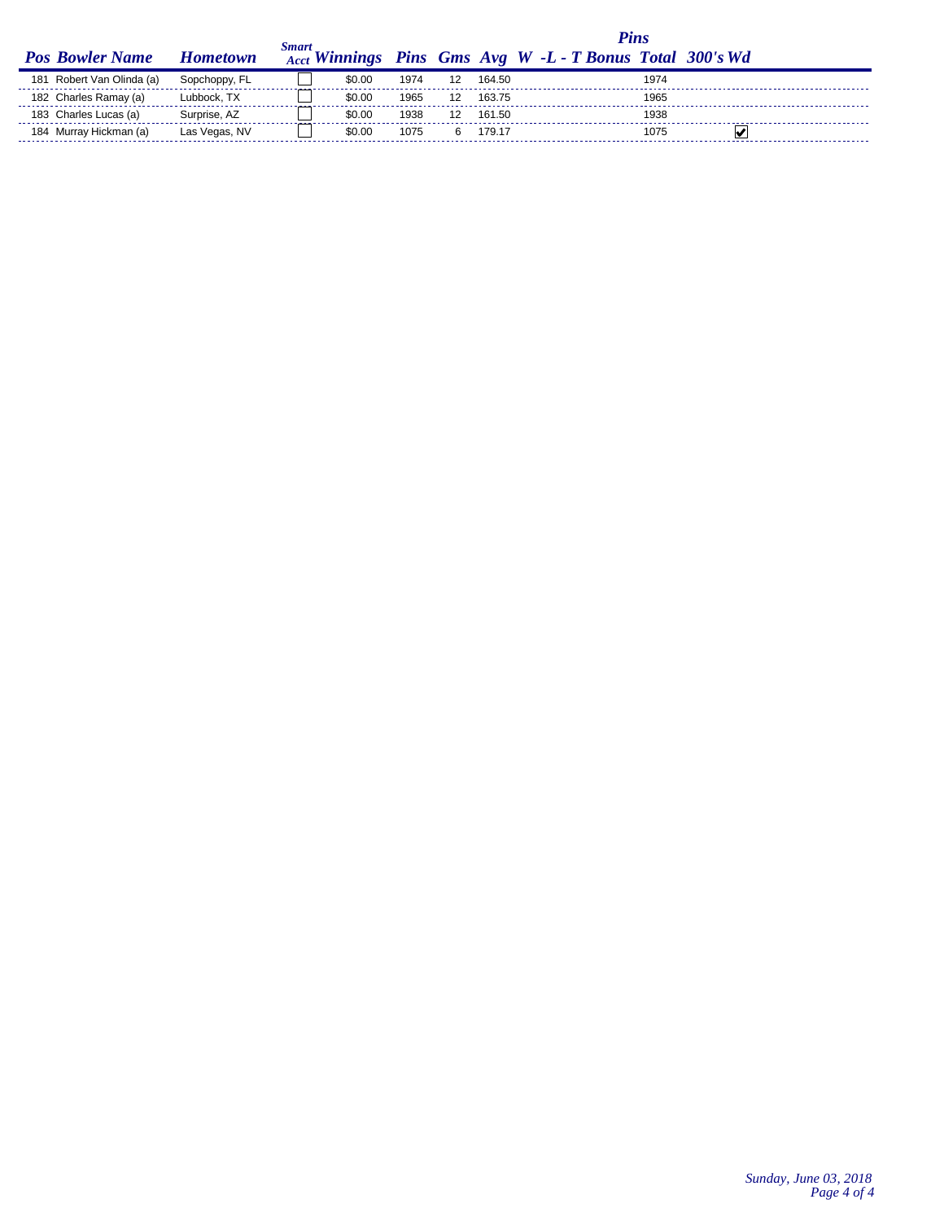| Pos | Bowler Name | Hometown | Smart Acct | Winnings | Pins | Gms | Avg | W -L - T | Pins Bonus | Total | 300's | Wd |
|---|---|---|---|---|---|---|---|---|---|---|---|---|
| 181 | Robert Van Olinda (a) | Sopchoppy, FL | ☐ | $0.00 | 1974 | 12 | 164.50 | | | 1974 | | |
| 182 | Charles Ramay (a) | Lubbock, TX | ☐ | $0.00 | 1965 | 12 | 163.75 | | | 1965 | | |
| 183 | Charles Lucas (a) | Surprise, AZ | ☐ | $0.00 | 1938 | 12 | 161.50 | | | 1938 | | |
| 184 | Murray Hickman (a) | Las Vegas, NV | ☐ | $0.00 | 1075 | 6 | 179.17 | | | 1075 | | ☑ |

*Sunday, June 03, 2018*